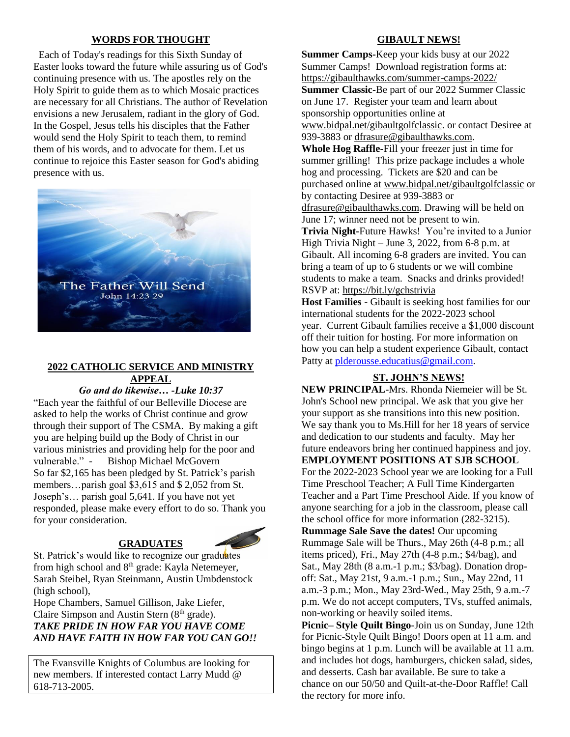## WORDS FOR THOUGHT

Each of Today's readings for this Sixth Sunday of Easter looks toward the future while assuring us of God's continuing presence with us. The apostles rely on the Holy Spirit to guide them as to which Mosaic practices are necessary for all Christians. The author of Revelation envisions a new Jerusalem, radiant in the glory of God. In the Gospel, Jesus tells his disciples that the Father would send the Holy Spirit to teach them, to remind them of his words, and to advocate for them. Let us continue to rejoice this Easter season for God's abiding presence with us.

The Father Will Send
John 14:23-29

## 2022 CATHOLIC SERVICE AND MINISTRY APPEAL

***Go and do likewise… -Luke 10:37***

"Each year the faithful of our Belleville Diocese are asked to help the works of Christ continue and grow through their support of The CSMA. By making a gift you are helping build up the Body of Christ in our various ministries and providing help for the poor and vulnerable." - Bishop Michael McGovern

So far $2,165 has been pledged by St. Patrick's parish members…parish goal $3,615 and $ 2,052 from St. Joseph's… parish goal 5,641. If you have not yet responded, please make every effort to do so. Thank you for your consideration.

## GRADUATES

St. Patrick's would like to recognize our graduates from high school and 8th grade: Kayla Netemeyer, Sarah Steibel, Ryan Steinmann, Austin Umbdenstock (high school),

Hope Chambers, Samuel Gillison, Jake Liefer, Claire Simpson and Austin Stern (8th grade).

***TAKE PRIDE IN HOW FAR YOU HAVE COME AND HAVE FAITH IN HOW FAR YOU CAN GO!!***

The Evansville Knights of Columbus are looking for new members. If interested contact Larry Mudd @ 618-713-2005.

## GIBAULT NEWS!

**Summer Camps**-Keep your kids busy at our 2022 Summer Camps! Download registration forms at: https://gibaulthawks.com/summer-camps-2022/

**Summer Classic**-Be part of our 2022 Summer Classic on June 17. Register your team and learn about sponsorship opportunities online at www.bidpal.net/gibaultgolfclassic. or contact Desiree at 939-3883 or dfrasure@gibaulthawks.com.

**Whole Hog Raffle**-Fill your freezer just in time for summer grilling! This prize package includes a whole hog and processing. Tickets are $20 and can be purchased online at www.bidpal.net/gibaultgolfclassic or by contacting Desiree at 939-3883 or dfrasure@gibaulthawks.com. Drawing will be held on June 17; winner need not be present to win.

**Trivia Night**-Future Hawks! You're invited to a Junior High Trivia Night – June 3, 2022, from 6-8 p.m. at Gibault. All incoming 6-8 graders are invited. You can bring a team of up to 6 students or we will combine students to make a team. Snacks and drinks provided! RSVP at: https://bit.ly/gchstrivia

**Host Families** - Gibault is seeking host families for our international students for the 2022-2023 school year. Current Gibault families receive a $1,000 discount off their tuition for hosting. For more information on how you can help a student experience Gibault, contact Patty at plderousse.educatius@gmail.com.

## ST. JOHN'S NEWS!

**NEW PRINCIPAL**-Mrs. Rhonda Niemeier will be St. John's School new principal. We ask that you give her your support as she transitions into this new position. We say thank you to Ms.Hill for her 18 years of service and dedication to our students and faculty. May her future endeavors bring her continued happiness and joy.

**EMPLOYMENT POSITIONS AT SJB SCHOOL**

For the 2022-2023 School year we are looking for a Full Time Preschool Teacher; A Full Time Kindergarten Teacher and a Part Time Preschool Aide. If you know of anyone searching for a job in the classroom, please call the school office for more information (282-3215).

**Rummage Sale Save the dates!** Our upcoming Rummage Sale will be Thurs., May 26th (4-8 p.m.; all items priced), Fri., May 27th (4-8 p.m.; $4/bag), and Sat., May 28th (8 a.m.-1 p.m.; $3/bag). Donation drop-off: Sat., May 21st, 9 a.m.-1 p.m.; Sun., May 22nd, 11 a.m.-3 p.m.; Mon., May 23rd-Wed., May 25th, 9 a.m.-7 p.m. We do not accept computers, TVs, stuffed animals, non-working or heavily soiled items.

**Picnic– Style Quilt Bingo**-Join us on Sunday, June 12th for Picnic-Style Quilt Bingo! Doors open at 11 a.m. and bingo begins at 1 p.m. Lunch will be available at 11 a.m. and includes hot dogs, hamburgers, chicken salad, sides, and desserts. Cash bar available. Be sure to take a chance on our 50/50 and Quilt-at-the-Door Raffle! Call the rectory for more info.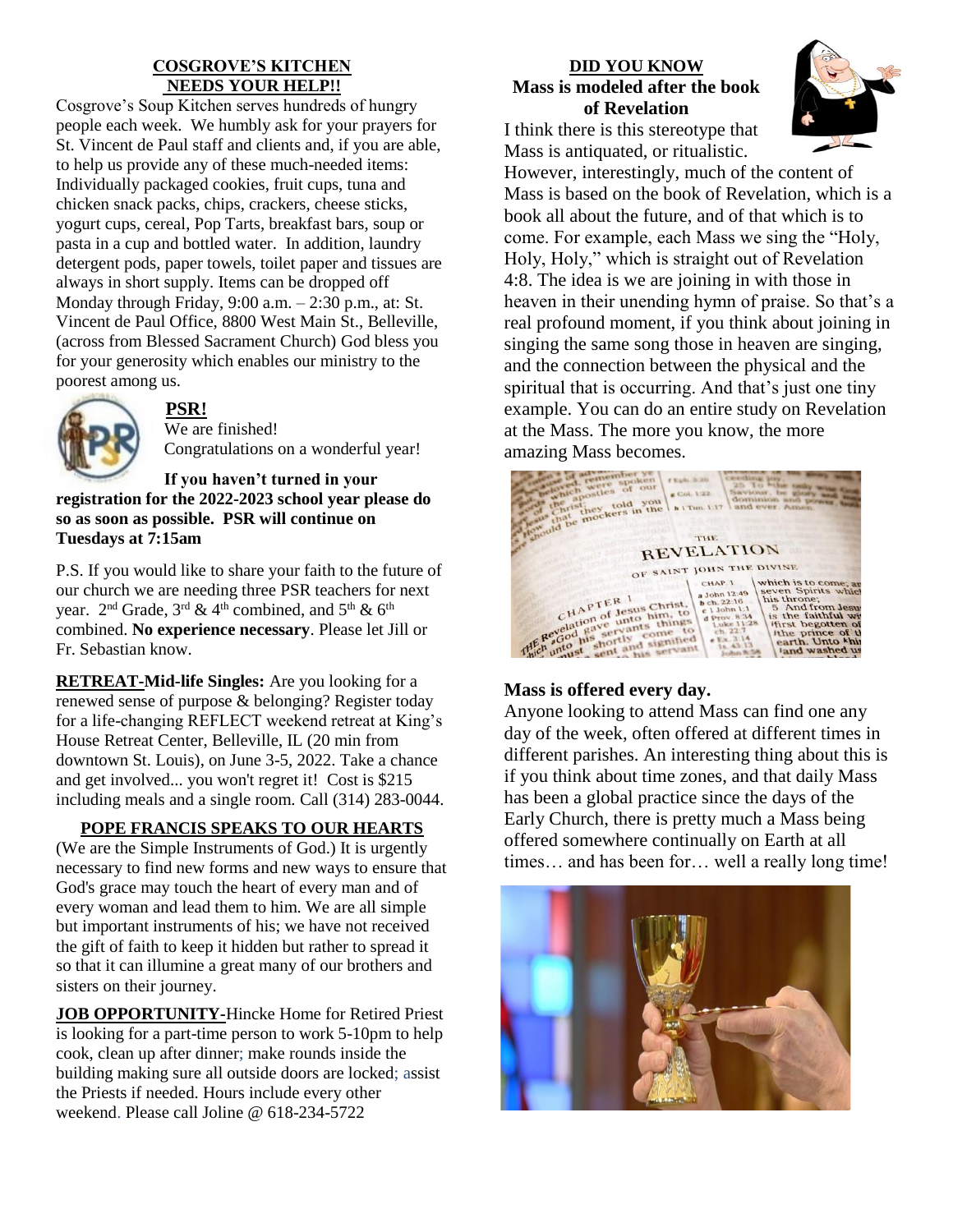## COSGROVE'S KITCHEN NEEDS YOUR HELP!!

Cosgrove's Soup Kitchen serves hundreds of hungry people each week. We humbly ask for your prayers for St. Vincent de Paul staff and clients and, if you are able, to help us provide any of these much-needed items: Individually packaged cookies, fruit cups, tuna and chicken snack packs, chips, crackers, cheese sticks, yogurt cups, cereal, Pop Tarts, breakfast bars, soup or pasta in a cup and bottled water. In addition, laundry detergent pods, paper towels, toilet paper and tissues are always in short supply. Items can be dropped off Monday through Friday, 9:00 a.m. – 2:30 p.m., at: St. Vincent de Paul Office, 8800 West Main St., Belleville, (across from Blessed Sacrament Church) God bless you for your generosity which enables our ministry to the poorest among us.

## PSR!

We are finished!
Congratulations on a wonderful year!

**If you haven't turned in your registration for the 2022-2023 school year please do so as soon as possible. PSR will continue on Tuesdays at 7:15am**

P.S. If you would like to share your faith to the future of our church we are needing three PSR teachers for next year. 2nd Grade, 3rd & 4th combined, and 5th & 6th combined. **No experience necessary**. Please let Jill or Fr. Sebastian know.

**RETREAT-Mid-life Singles:** Are you looking for a renewed sense of purpose & belonging? Register today for a life-changing REFLECT weekend retreat at King's House Retreat Center, Belleville, IL (20 min from downtown St. Louis), on June 3-5, 2022. Take a chance and get involved... you won't regret it! Cost is $215 including meals and a single room. Call (314) 283-0044.

## POPE FRANCIS SPEAKS TO OUR HEARTS

(We are the Simple Instruments of God.) It is urgently necessary to find new forms and new ways to ensure that God's grace may touch the heart of every man and of every woman and lead them to him. We are all simple but important instruments of his; we have not received the gift of faith to keep it hidden but rather to spread it so that it can illumine a great many of our brothers and sisters on their journey.

**JOB OPPORTUNITY-**Hincke Home for Retired Priest is looking for a part-time person to work 5-10pm to help cook, clean up after dinner; make rounds inside the building making sure all outside doors are locked; assist the Priests if needed. Hours include every other weekend. Please call Joline @ 618-234-5722

## DID YOU KNOW

### Mass is modeled after the book of Revelation

I think there is this stereotype that Mass is antiquated, or ritualistic. However, interestingly, much of the content of Mass is based on the book of Revelation, which is a book all about the future, and of that which is to come. For example, each Mass we sing the "Holy, Holy, Holy," which is straight out of Revelation 4:8. The idea is we are joining in with those in heaven in their unending hymn of praise. So that's a real profound moment, if you think about joining in singing the same song those in heaven are singing, and the connection between the physical and the spiritual that is occurring. And that's just one tiny example. You can do an entire study on Revelation at the Mass. The more you know, the more amazing Mass becomes.

### Mass is offered every day.

Anyone looking to attend Mass can find one any day of the week, often offered at different times in different parishes. An interesting thing about this is if you think about time zones, and that daily Mass has been a global practice since the days of the Early Church, there is pretty much a Mass being offered somewhere continually on Earth at all times… and has been for… well a really long time!